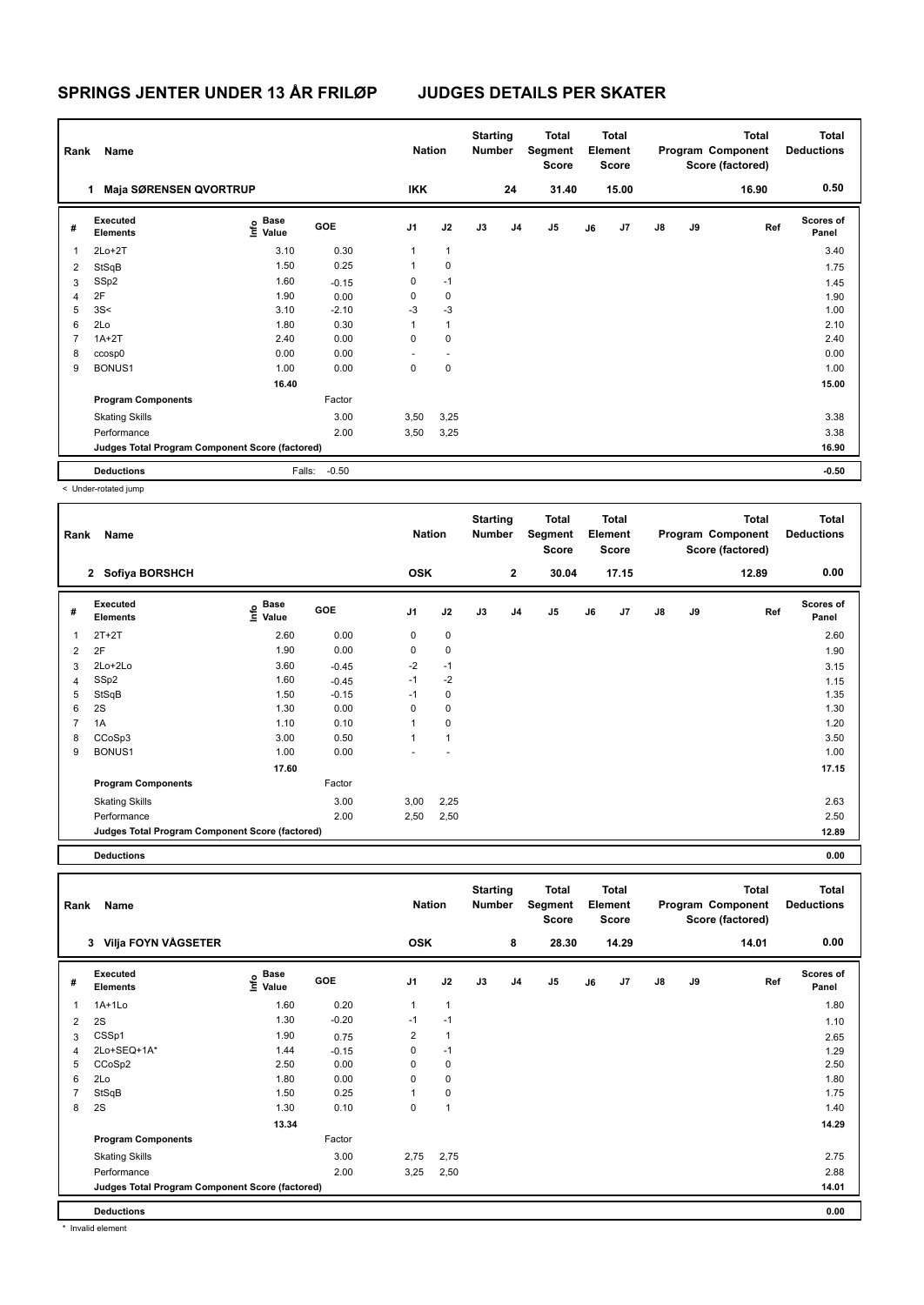# SPRINGS JENTER UNDER 13 ÅR FRILØP JUDGES DETAILS PER SKATER

| Rank | Name | Nation | Starting Number | Total Segment Score | Total Element Score | Total Program Component Score (factored) | Total Deductions |
|---|---|---|---|---|---|---|---|
| 1 | Maja SØRENSEN QVORTRUP | IKK | 24 | 31.40 | 15.00 | 16.90 | 0.50 |

| # | Executed Elements | Info | Base Value | GOE | J1 | J2 | J3 | J4 | J5 | J6 | J7 | J8 | J9 | Ref | Scores of Panel |
|---|---|---|---|---|---|---|---|---|---|---|---|---|---|---|---|
| 1 | 2Lo+2T | | 3.10 | 0.30 | 1 | 1 | | | | | | | | | 3.40 |
| 2 | StSqB | | 1.50 | 0.25 | 1 | 0 | | | | | | | | | 1.75 |
| 3 | SSp2 | | 1.60 | -0.15 | 0 | -1 | | | | | | | | | 1.45 |
| 4 | 2F | | 1.90 | 0.00 | 0 | 0 | | | | | | | | | 1.90 |
| 5 | 3S< | | 3.10 | -2.10 | -3 | -3 | | | | | | | | | 1.00 |
| 6 | 2Lo | | 1.80 | 0.30 | 1 | 1 | | | | | | | | | 2.10 |
| 7 | 1A+2T | | 2.40 | 0.00 | 0 | 0 | | | | | | | | | 2.40 |
| 8 | ccosp0 | | 0.00 | 0.00 | - | - | | | | | | | | | 0.00 |
| 9 | BONUS1 | | 1.00 | 0.00 | 0 | 0 | | | | | | | | | 1.00 |
| | | | 16.40 | | | | | | | | | | | | 15.00 |
| | **Program Components** | | | Factor | | | | | | | | | | | |
| | Skating Skills | | | 3.00 | 3,50 | 3,25 | | | | | | | | | 3.38 |
| | Performance | | | 2.00 | 3,50 | 3,25 | | | | | | | | | 3.38 |
| | **Judges Total Program Component Score (factored)** | | | | | | | | | | | | | | 16.90 |
| | **Deductions** | | Falls: | -0.50 | | | | | | | | | | | -0.50 |

< Under-rotated jump

| Rank | Name | Nation | Starting Number | Total Segment Score | Total Element Score | Total Program Component Score (factored) | Total Deductions |
|---|---|---|---|---|---|---|---|
| 2 | Sofiya BORSHCH | OSK | 2 | 30.04 | 17.15 | 12.89 | 0.00 |

| # | Executed Elements | Info | Base Value | GOE | J1 | J2 | J3 | J4 | J5 | J6 | J7 | J8 | J9 | Ref | Scores of Panel |
|---|---|---|---|---|---|---|---|---|---|---|---|---|---|---|---|
| 1 | 2T+2T | | 2.60 | 0.00 | 0 | 0 | | | | | | | | | 2.60 |
| 2 | 2F | | 1.90 | 0.00 | 0 | 0 | | | | | | | | | 1.90 |
| 3 | 2Lo+2Lo | | 3.60 | -0.45 | -2 | -1 | | | | | | | | | 3.15 |
| 4 | SSp2 | | 1.60 | -0.45 | -1 | -2 | | | | | | | | | 1.15 |
| 5 | StSqB | | 1.50 | -0.15 | -1 | 0 | | | | | | | | | 1.35 |
| 6 | 2S | | 1.30 | 0.00 | 0 | 0 | | | | | | | | | 1.30 |
| 7 | 1A | | 1.10 | 0.10 | 1 | 0 | | | | | | | | | 1.20 |
| 8 | CCoSp3 | | 3.00 | 0.50 | 1 | 1 | | | | | | | | | 3.50 |
| 9 | BONUS1 | | 1.00 | 0.00 | - | - | | | | | | | | | 1.00 |
| | | | 17.60 | | | | | | | | | | | | 17.15 |
| | **Program Components** | | | Factor | | | | | | | | | | | |
| | Skating Skills | | | 3.00 | 3,00 | 2,25 | | | | | | | | | 2.63 |
| | Performance | | | 2.00 | 2,50 | 2,50 | | | | | | | | | 2.50 |
| | **Judges Total Program Component Score (factored)** | | | | | | | | | | | | | | 12.89 |
| | **Deductions** | | | | | | | | | | | | | | 0.00 |

| Rank | Name | Nation | Starting Number | Total Segment Score | Total Element Score | Total Program Component Score (factored) | Total Deductions |
|---|---|---|---|---|---|---|---|
| 3 | Vilja FOYN VÅGSETER | OSK | 8 | 28.30 | 14.29 | 14.01 | 0.00 |

| # | Executed Elements | Info | Base Value | GOE | J1 | J2 | J3 | J4 | J5 | J6 | J7 | J8 | J9 | Ref | Scores of Panel |
|---|---|---|---|---|---|---|---|---|---|---|---|---|---|---|---|
| 1 | 1A+1Lo | | 1.60 | 0.20 | 1 | 1 | | | | | | | | | 1.80 |
| 2 | 2S | | 1.30 | -0.20 | -1 | -1 | | | | | | | | | 1.10 |
| 3 | CSSp1 | | 1.90 | 0.75 | 2 | 1 | | | | | | | | | 2.65 |
| 4 | 2Lo+SEQ+1A* | | 1.44 | -0.15 | 0 | -1 | | | | | | | | | 1.29 |
| 5 | CCoSp2 | | 2.50 | 0.00 | 0 | 0 | | | | | | | | | 2.50 |
| 6 | 2Lo | | 1.80 | 0.00 | 0 | 0 | | | | | | | | | 1.80 |
| 7 | StSqB | | 1.50 | 0.25 | 1 | 0 | | | | | | | | | 1.75 |
| 8 | 2S | | 1.30 | 0.10 | 0 | 1 | | | | | | | | | 1.40 |
| | | | 13.34 | | | | | | | | | | | | 14.29 |
| | **Program Components** | | | Factor | | | | | | | | | | | |
| | Skating Skills | | | 3.00 | 2,75 | 2,75 | | | | | | | | | 2.75 |
| | Performance | | | 2.00 | 3,25 | 2,50 | | | | | | | | | 2.88 |
| | **Judges Total Program Component Score (factored)** | | | | | | | | | | | | | | 14.01 |
| | **Deductions** | | | | | | | | | | | | | | 0.00 |

* Invalid element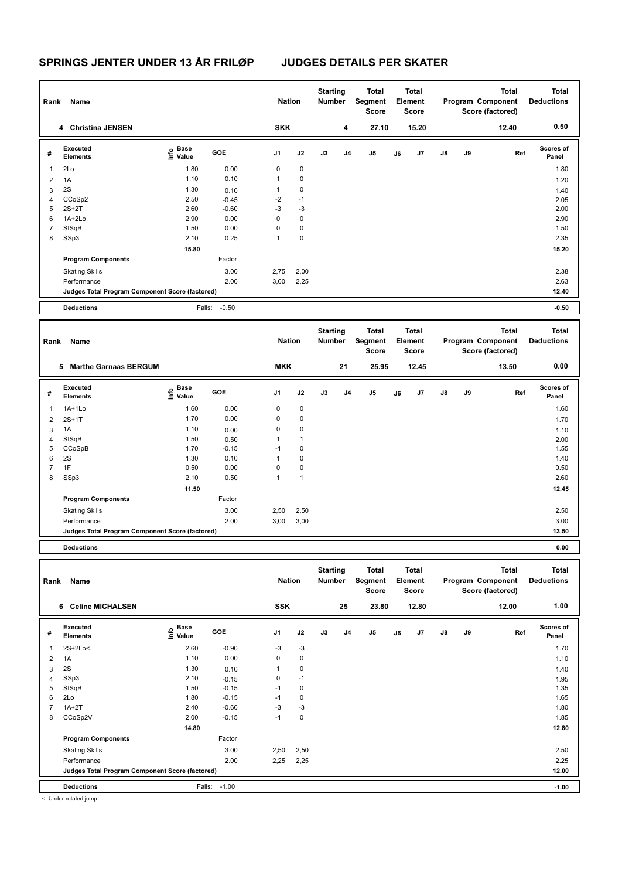# SPRINGS JENTER UNDER 13 ÅR FRILØP JUDGES DETAILS PER SKATER

| Rank | Name | Nation | Starting Number | Total Segment Score | Total Element Score | Total Program Component Score (factored) | Total Deductions |
|---|---|---|---|---|---|---|---|
| 4 | Christina JENSEN | SKK | 4 | 27.10 | 15.20 | 12.40 | 0.50 |

| # | Executed Elements | Info | Base Value | GOE | J1 | J2 | J3 | J4 | J5 | J6 | J7 | J8 | J9 | Ref | Scores of Panel |
|---|---|---|---|---|---|---|---|---|---|---|---|---|---|---|---|
| 1 | 2Lo | | 1.80 | 0.00 | 0 | 0 | | | | | | | | | 1.80 |
| 2 | 1A | | 1.10 | 0.10 | 1 | 0 | | | | | | | | | 1.20 |
| 3 | 2S | | 1.30 | 0.10 | 1 | 0 | | | | | | | | | 1.40 |
| 4 | CCoSp2 | | 2.50 | -0.45 | -2 | -1 | | | | | | | | | 2.05 |
| 5 | 2S+2T | | 2.60 | -0.60 | -3 | -3 | | | | | | | | | 2.00 |
| 6 | 1A+2Lo | | 2.90 | 0.00 | 0 | 0 | | | | | | | | | 2.90 |
| 7 | StSqB | | 1.50 | 0.00 | 0 | 0 | | | | | | | | | 1.50 |
| 8 | SSp3 | | 2.10 | 0.25 | 1 | 0 | | | | | | | | | 2.35 |
| | | | 15.80 | | | | | | | | | | | | 15.20 |
| | **Program Components** | | | Factor | | | | | | | | | | | |
| | Skating Skills | | | 3.00 | 2,75 | 2,00 | | | | | | | | | 2.38 |
| | Performance | | | 2.00 | 3,00 | 2,25 | | | | | | | | | 2.63 |
| | **Judges Total Program Component Score (factored)** | | | | | | | | | | | | | | 12.40 |
| | **Deductions** | | Falls: | -0.50 | | | | | | | | | | | -0.50 |

| Rank | Name | Nation | Starting Number | Total Segment Score | Total Element Score | Total Program Component Score (factored) | Total Deductions |
|---|---|---|---|---|---|---|---|
| 5 | Marthe Garnaas BERGUM | MKK | 21 | 25.95 | 12.45 | 13.50 | 0.00 |

| # | Executed Elements | Info | Base Value | GOE | J1 | J2 | J3 | J4 | J5 | J6 | J7 | J8 | J9 | Ref | Scores of Panel |
|---|---|---|---|---|---|---|---|---|---|---|---|---|---|---|---|
| 1 | 1A+1Lo | | 1.60 | 0.00 | 0 | 0 | | | | | | | | | 1.60 |
| 2 | 2S+1T | | 1.70 | 0.00 | 0 | 0 | | | | | | | | | 1.70 |
| 3 | 1A | | 1.10 | 0.00 | 0 | 0 | | | | | | | | | 1.10 |
| 4 | StSqB | | 1.50 | 0.50 | 1 | 1 | | | | | | | | | 2.00 |
| 5 | CCoSpB | | 1.70 | -0.15 | -1 | 0 | | | | | | | | | 1.55 |
| 6 | 2S | | 1.30 | 0.10 | 1 | 0 | | | | | | | | | 1.40 |
| 7 | 1F | | 0.50 | 0.00 | 0 | 0 | | | | | | | | | 0.50 |
| 8 | SSp3 | | 2.10 | 0.50 | 1 | 1 | | | | | | | | | 2.60 |
| | | | 11.50 | | | | | | | | | | | | 12.45 |
| | **Program Components** | | | Factor | | | | | | | | | | | |
| | Skating Skills | | | 3.00 | 2,50 | 2,50 | | | | | | | | | 2.50 |
| | Performance | | | 2.00 | 3,00 | 3,00 | | | | | | | | | 3.00 |
| | **Judges Total Program Component Score (factored)** | | | | | | | | | | | | | | 13.50 |
| | **Deductions** | | | | | | | | | | | | | | 0.00 |

| Rank | Name | Nation | Starting Number | Total Segment Score | Total Element Score | Total Program Component Score (factored) | Total Deductions |
|---|---|---|---|---|---|---|---|
| 6 | Celine MICHALSEN | SSK | 25 | 23.80 | 12.80 | 12.00 | 1.00 |

| # | Executed Elements | Info | Base Value | GOE | J1 | J2 | J3 | J4 | J5 | J6 | J7 | J8 | J9 | Ref | Scores of Panel |
|---|---|---|---|---|---|---|---|---|---|---|---|---|---|---|---|
| 1 | 2S+2Lo< | | 2.60 | -0.90 | -3 | -3 | | | | | | | | | 1.70 |
| 2 | 1A | | 1.10 | 0.00 | 0 | 0 | | | | | | | | | 1.10 |
| 3 | 2S | | 1.30 | 0.10 | 1 | 0 | | | | | | | | | 1.40 |
| 4 | SSp3 | | 2.10 | -0.15 | 0 | -1 | | | | | | | | | 1.95 |
| 5 | StSqB | | 1.50 | -0.15 | -1 | 0 | | | | | | | | | 1.35 |
| 6 | 2Lo | | 1.80 | -0.15 | -1 | 0 | | | | | | | | | 1.65 |
| 7 | 1A+2T | | 2.40 | -0.60 | -3 | -3 | | | | | | | | | 1.80 |
| 8 | CCoSp2V | | 2.00 | -0.15 | -1 | 0 | | | | | | | | | 1.85 |
| | | | 14.80 | | | | | | | | | | | | 12.80 |
| | **Program Components** | | | Factor | | | | | | | | | | | |
| | Skating Skills | | | 3.00 | 2,50 | 2,50 | | | | | | | | | 2.50 |
| | Performance | | | 2.00 | 2,25 | 2,25 | | | | | | | | | 2.25 |
| | **Judges Total Program Component Score (factored)** | | | | | | | | | | | | | | 12.00 |
| | **Deductions** | | Falls: | -1.00 | | | | | | | | | | | -1.00 |

< Under-rotated jump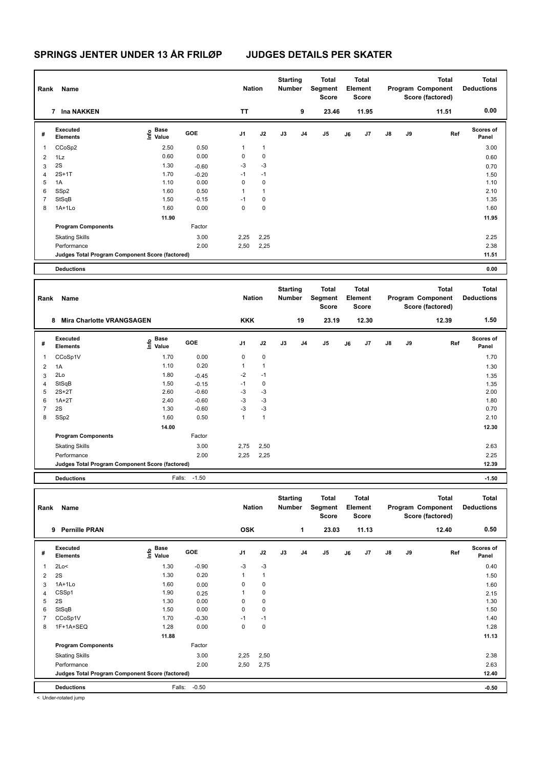# SPRINGS JENTER UNDER 13 ÅR FRILØP JUDGES DETAILS PER SKATER

| Rank | Name | Nation | Starting Number | Total Segment Score | Total Element Score | Total Program Component Score (factored) | Total Deductions |
|---|---|---|---|---|---|---|---|
| 7 | Ina NAKKEN | TT | 9 | 23.46 | 11.95 | 11.51 | 0.00 |

| # | Executed Elements | Info | Base Value | GOE | J1 | J2 | J3 | J4 | J5 | J6 | J7 | J8 | J9 | Ref | Scores of Panel |
|---|---|---|---|---|---|---|---|---|---|---|---|---|---|---|---|
| 1 | CCoSp2 | | 2.50 | 0.50 | 1 | 1 | | | | | | | | | 3.00 |
| 2 | 1Lz | | 0.60 | 0.00 | 0 | 0 | | | | | | | | | 0.60 |
| 3 | 2S | | 1.30 | -0.60 | -3 | -3 | | | | | | | | | 0.70 |
| 4 | 2S+1T | | 1.70 | -0.20 | -1 | -1 | | | | | | | | | 1.50 |
| 5 | 1A | | 1.10 | 0.00 | 0 | 0 | | | | | | | | | 1.10 |
| 6 | SSp2 | | 1.60 | 0.50 | 1 | 1 | | | | | | | | | 2.10 |
| 7 | StSqB | | 1.50 | -0.15 | -1 | 0 | | | | | | | | | 1.35 |
| 8 | 1A+1Lo | | 1.60 | 0.00 | 0 | 0 | | | | | | | | | 1.60 |
| | | | 11.90 | | | | | | | | | | | | 11.95 |
| | **Program Components** | | | Factor | | | | | | | | | | | |
| | Skating Skills | | | 3.00 | 2,25 | 2,25 | | | | | | | | | 2.25 |
| | Performance | | | 2.00 | 2,50 | 2,25 | | | | | | | | | 2.38 |
| | **Judges Total Program Component Score (factored)** | | | | | | | | | | | | | | 11.51 |
| | **Deductions** | | | | | | | | | | | | | | 0.00 |

| Rank | Name | Nation | Starting Number | Total Segment Score | Total Element Score | Total Program Component Score (factored) | Total Deductions |
|---|---|---|---|---|---|---|---|
| 8 | Mira Charlotte VRANGSAGEN | KKK | 19 | 23.19 | 12.30 | 12.39 | 1.50 |

| # | Executed Elements | Info | Base Value | GOE | J1 | J2 | J3 | J4 | J5 | J6 | J7 | J8 | J9 | Ref | Scores of Panel |
|---|---|---|---|---|---|---|---|---|---|---|---|---|---|---|---|
| 1 | CCoSp1V | | 1.70 | 0.00 | 0 | 0 | | | | | | | | | 1.70 |
| 2 | 1A | | 1.10 | 0.20 | 1 | 1 | | | | | | | | | 1.30 |
| 3 | 2Lo | | 1.80 | -0.45 | -2 | -1 | | | | | | | | | 1.35 |
| 4 | StSqB | | 1.50 | -0.15 | -1 | 0 | | | | | | | | | 1.35 |
| 5 | 2S+2T | | 2.60 | -0.60 | -3 | -3 | | | | | | | | | 2.00 |
| 6 | 1A+2T | | 2.40 | -0.60 | -3 | -3 | | | | | | | | | 1.80 |
| 7 | 2S | | 1.30 | -0.60 | -3 | -3 | | | | | | | | | 0.70 |
| 8 | SSp2 | | 1.60 | 0.50 | 1 | 1 | | | | | | | | | 2.10 |
| | | | 14.00 | | | | | | | | | | | | 12.30 |
| | **Program Components** | | | Factor | | | | | | | | | | | |
| | Skating Skills | | | 3.00 | 2,75 | 2,50 | | | | | | | | | 2.63 |
| | Performance | | | 2.00 | 2,25 | 2,25 | | | | | | | | | 2.25 |
| | **Judges Total Program Component Score (factored)** | | | | | | | | | | | | | | 12.39 |
| | **Deductions** | | Falls: | -1.50 | | | | | | | | | | | -1.50 |

| Rank | Name | Nation | Starting Number | Total Segment Score | Total Element Score | Total Program Component Score (factored) | Total Deductions |
|---|---|---|---|---|---|---|---|
| 9 | Pernille PRAN | OSK | 1 | 23.03 | 11.13 | 12.40 | 0.50 |

| # | Executed Elements | Info | Base Value | GOE | J1 | J2 | J3 | J4 | J5 | J6 | J7 | J8 | J9 | Ref | Scores of Panel |
|---|---|---|---|---|---|---|---|---|---|---|---|---|---|---|---|
| 1 | 2Lo< | | 1.30 | -0.90 | -3 | -3 | | | | | | | | | 0.40 |
| 2 | 2S | | 1.30 | 0.20 | 1 | 1 | | | | | | | | | 1.50 |
| 3 | 1A+1Lo | | 1.60 | 0.00 | 0 | 0 | | | | | | | | | 1.60 |
| 4 | CSSp1 | | 1.90 | 0.25 | 1 | 0 | | | | | | | | | 2.15 |
| 5 | 2S | | 1.30 | 0.00 | 0 | 0 | | | | | | | | | 1.30 |
| 6 | StSqB | | 1.50 | 0.00 | 0 | 0 | | | | | | | | | 1.50 |
| 7 | CCoSp1V | | 1.70 | -0.30 | -1 | -1 | | | | | | | | | 1.40 |
| 8 | 1F+1A+SEQ | | 1.28 | 0.00 | 0 | 0 | | | | | | | | | 1.28 |
| | | | 11.88 | | | | | | | | | | | | 11.13 |
| | **Program Components** | | | Factor | | | | | | | | | | | |
| | Skating Skills | | | 3.00 | 2,25 | 2,50 | | | | | | | | | 2.38 |
| | Performance | | | 2.00 | 2,50 | 2,75 | | | | | | | | | 2.63 |
| | **Judges Total Program Component Score (factored)** | | | | | | | | | | | | | | 12.40 |
| | **Deductions** | | Falls: | -0.50 | | | | | | | | | | | -0.50 |

< Under-rotated jump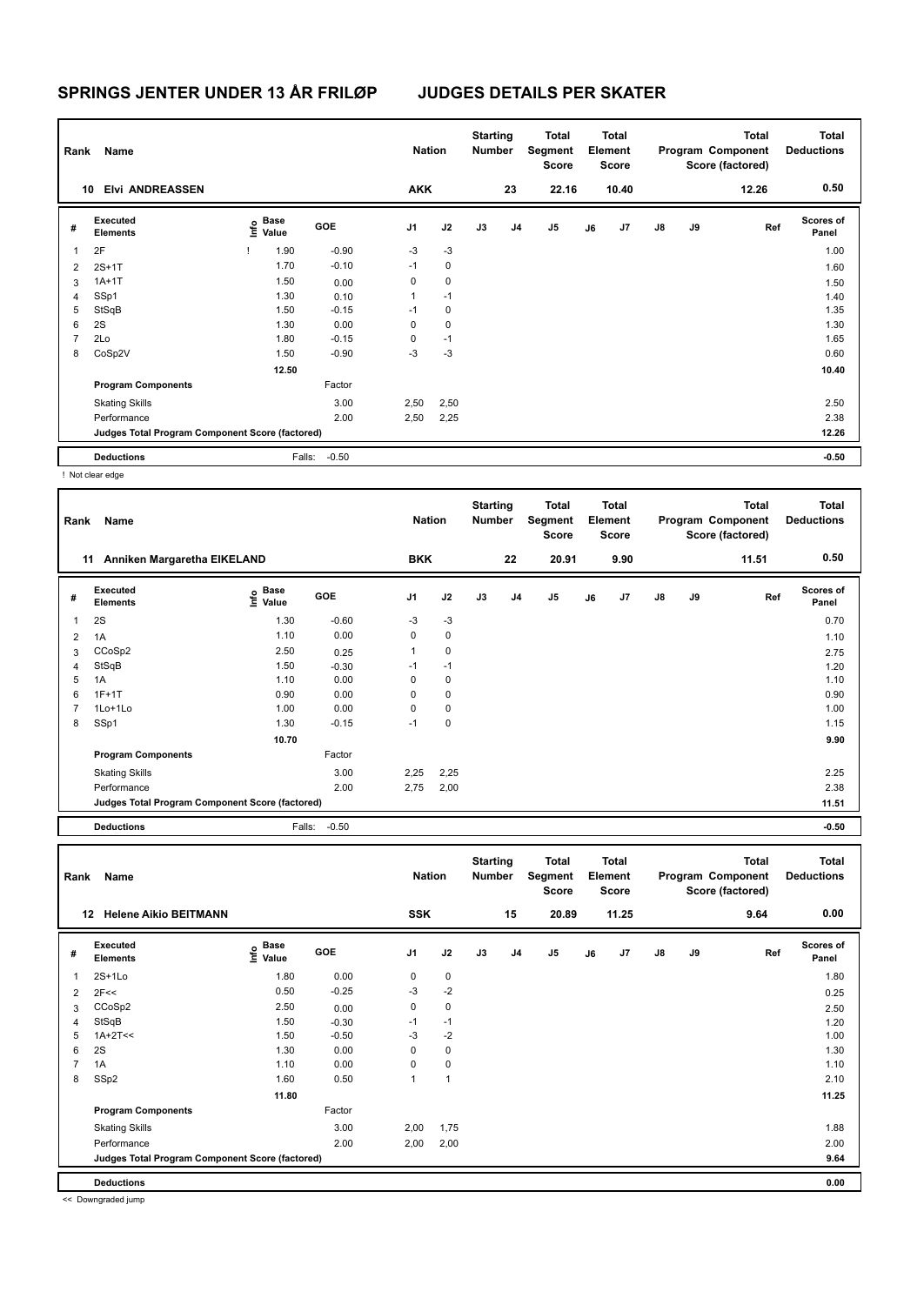# SPRINGS JENTER UNDER 13 ÅR FRILØP JUDGES DETAILS PER SKATER

| Rank | Name | Nation | Starting Number | Total Segment Score | Total Element Score | Total Program Component Score (factored) | Total Deductions |
|---|---|---|---|---|---|---|---|
| 10 | Elvi ANDREASSEN | AKK | 23 | 22.16 | 10.40 | 12.26 | 0.50 |

| # | Executed Elements | Info | Base Value | GOE | J1 | J2 | J3 | J4 | J5 | J6 | J7 | J8 | J9 | Ref | Scores of Panel |
|---|---|---|---|---|---|---|---|---|---|---|---|---|---|---|---|
| 1 | 2F | ! | 1.90 | -0.90 | -3 | -3 | | | | | | | | | 1.00 |
| 2 | 2S+1T | | 1.70 | -0.10 | -1 | 0 | | | | | | | | | 1.60 |
| 3 | 1A+1T | | 1.50 | 0.00 | 0 | 0 | | | | | | | | | 1.50 |
| 4 | SSp1 | | 1.30 | 0.10 | 1 | -1 | | | | | | | | | 1.40 |
| 5 | StSqB | | 1.50 | -0.15 | -1 | 0 | | | | | | | | | 1.35 |
| 6 | 2S | | 1.30 | 0.00 | 0 | 0 | | | | | | | | | 1.30 |
| 7 | 2Lo | | 1.80 | -0.15 | 0 | -1 | | | | | | | | | 1.65 |
| 8 | CoSp2V | | 1.50 | -0.90 | -3 | -3 | | | | | | | | | 0.60 |
| | | | 12.50 | | | | | | | | | | | | 10.40 |
| | **Program Components** | | | Factor | | | | | | | | | | | |
| | Skating Skills | | | 3.00 | 2,50 | 2,50 | | | | | | | | | 2.50 |
| | Performance | | | 2.00 | 2,50 | 2,25 | | | | | | | | | 2.38 |
| | **Judges Total Program Component Score (factored)** | | | | | | | | | | | | | | 12.26 |
| | **Deductions** | | Falls: | -0.50 | | | | | | | | | | | -0.50 |

! Not clear edge

| Rank | Name | Nation | Starting Number | Total Segment Score | Total Element Score | Total Program Component Score (factored) | Total Deductions |
|---|---|---|---|---|---|---|---|
| 11 | Anniken Margaretha EIKELAND | BKK | 22 | 20.91 | 9.90 | 11.51 | 0.50 |

| # | Executed Elements | Info | Base Value | GOE | J1 | J2 | J3 | J4 | J5 | J6 | J7 | J8 | J9 | Ref | Scores of Panel |
|---|---|---|---|---|---|---|---|---|---|---|---|---|---|---|---|
| 1 | 2S | | 1.30 | -0.60 | -3 | -3 | | | | | | | | | 0.70 |
| 2 | 1A | | 1.10 | 0.00 | 0 | 0 | | | | | | | | | 1.10 |
| 3 | CCoSp2 | | 2.50 | 0.25 | 1 | 0 | | | | | | | | | 2.75 |
| 4 | StSqB | | 1.50 | -0.30 | -1 | -1 | | | | | | | | | 1.20 |
| 5 | 1A | | 1.10 | 0.00 | 0 | 0 | | | | | | | | | 1.10 |
| 6 | 1F+1T | | 0.90 | 0.00 | 0 | 0 | | | | | | | | | 0.90 |
| 7 | 1Lo+1Lo | | 1.00 | 0.00 | 0 | 0 | | | | | | | | | 1.00 |
| 8 | SSp1 | | 1.30 | -0.15 | -1 | 0 | | | | | | | | | 1.15 |
| | | | 10.70 | | | | | | | | | | | | 9.90 |
| | **Program Components** | | | Factor | | | | | | | | | | | |
| | Skating Skills | | | 3.00 | 2,25 | 2,25 | | | | | | | | | 2.25 |
| | Performance | | | 2.00 | 2,75 | 2,00 | | | | | | | | | 2.38 |
| | **Judges Total Program Component Score (factored)** | | | | | | | | | | | | | | 11.51 |
| | **Deductions** | | Falls: | -0.50 | | | | | | | | | | | -0.50 |

| Rank | Name | Nation | Starting Number | Total Segment Score | Total Element Score | Total Program Component Score (factored) | Total Deductions |
|---|---|---|---|---|---|---|---|
| 12 | Helene Aikio BEITMANN | SSK | 15 | 20.89 | 11.25 | 9.64 | 0.00 |

| # | Executed Elements | Info | Base Value | GOE | J1 | J2 | J3 | J4 | J5 | J6 | J7 | J8 | J9 | Ref | Scores of Panel |
|---|---|---|---|---|---|---|---|---|---|---|---|---|---|---|---|
| 1 | 2S+1Lo | | 1.80 | 0.00 | 0 | 0 | | | | | | | | | 1.80 |
| 2 | 2F<< | | 0.50 | -0.25 | -3 | -2 | | | | | | | | | 0.25 |
| 3 | CCoSp2 | | 2.50 | 0.00 | 0 | 0 | | | | | | | | | 2.50 |
| 4 | StSqB | | 1.50 | -0.30 | -1 | -1 | | | | | | | | | 1.20 |
| 5 | 1A+2T<< | | 1.50 | -0.50 | -3 | -2 | | | | | | | | | 1.00 |
| 6 | 2S | | 1.30 | 0.00 | 0 | 0 | | | | | | | | | 1.30 |
| 7 | 1A | | 1.10 | 0.00 | 0 | 0 | | | | | | | | | 1.10 |
| 8 | SSp2 | | 1.60 | 0.50 | 1 | 1 | | | | | | | | | 2.10 |
| | | | 11.80 | | | | | | | | | | | | 11.25 |
| | **Program Components** | | | Factor | | | | | | | | | | | |
| | Skating Skills | | | 3.00 | 2,00 | 1,75 | | | | | | | | | 1.88 |
| | Performance | | | 2.00 | 2,00 | 2,00 | | | | | | | | | 2.00 |
| | **Judges Total Program Component Score (factored)** | | | | | | | | | | | | | | 9.64 |
| | **Deductions** | | | | | | | | | | | | | | 0.00 |

<< Downgraded jump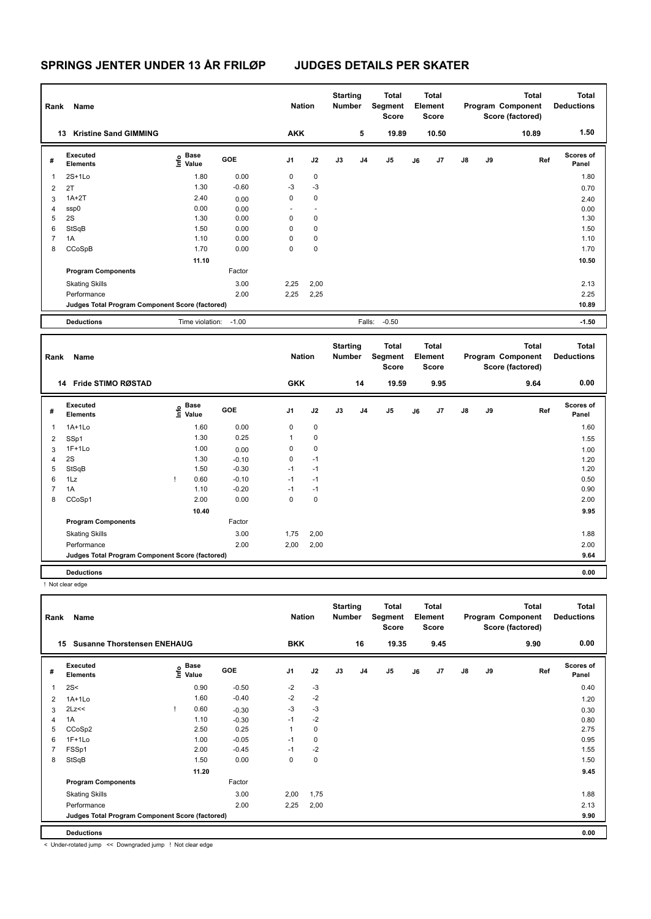# SPRINGS JENTER UNDER 13 ÅR FRILØP JUDGES DETAILS PER SKATER

| Rank | Name | Nation | Starting Number | Total Segment Score | Total Element Score | Total Program Component Score (factored) | Total Deductions |
|---|---|---|---|---|---|---|---|
| 13 | Kristine Sand GIMMING | AKK | 5 | 19.89 | 10.50 | 10.89 | 1.50 |

| # | Executed Elements | Info | Base Value | GOE | J1 | J2 | J3 | J4 | J5 | J6 | J7 | J8 | J9 | Ref | Scores of Panel |
|---|---|---|---|---|---|---|---|---|---|---|---|---|---|---|---|
| 1 | 2S+1Lo | | 1.80 | 0.00 | 0 | 0 | | | | | | | | | 1.80 |
| 2 | 2T | | 1.30 | -0.60 | -3 | -3 | | | | | | | | | 0.70 |
| 3 | 1A+2T | | 2.40 | 0.00 | 0 | 0 | | | | | | | | | 2.40 |
| 4 | ssp0 | | 0.00 | 0.00 | - | - | | | | | | | | | 0.00 |
| 5 | 2S | | 1.30 | 0.00 | 0 | 0 | | | | | | | | | 1.30 |
| 6 | StSqB | | 1.50 | 0.00 | 0 | 0 | | | | | | | | | 1.50 |
| 7 | 1A | | 1.10 | 0.00 | 0 | 0 | | | | | | | | | 1.10 |
| 8 | CCoSpB | | 1.70 | 0.00 | 0 | 0 | | | | | | | | | 1.70 |
| | | | 11.10 | | | | | | | | | | | | 10.50 |
| | **Program Components** | | | Factor | | | | | | | | | | | |
| | Skating Skills | | | 3.00 | 2,25 | 2,00 | | | | | | | | | 2.13 |
| | Performance | | | 2.00 | 2,25 | 2,25 | | | | | | | | | 2.25 |
| | **Judges Total Program Component Score (factored)** | | | | | | | | | | | | | | 10.89 |
| | **Deductions** | | Time violation: | -1.00 | | | | Falls: | -0.50 | | | | | | -1.50 |

| Rank | Name | Nation | Starting Number | Total Segment Score | Total Element Score | Total Program Component Score (factored) | Total Deductions |
|---|---|---|---|---|---|---|---|
| 14 | Fride STIMO RØSTAD | GKK | 14 | 19.59 | 9.95 | 9.64 | 0.00 |

| # | Executed Elements | Info | Base Value | GOE | J1 | J2 | J3 | J4 | J5 | J6 | J7 | J8 | J9 | Ref | Scores of Panel |
|---|---|---|---|---|---|---|---|---|---|---|---|---|---|---|---|
| 1 | 1A+1Lo | | 1.60 | 0.00 | 0 | 0 | | | | | | | | | 1.60 |
| 2 | SSp1 | | 1.30 | 0.25 | 1 | 0 | | | | | | | | | 1.55 |
| 3 | 1F+1Lo | | 1.00 | 0.00 | 0 | 0 | | | | | | | | | 1.00 |
| 4 | 2S | | 1.30 | -0.10 | 0 | -1 | | | | | | | | | 1.20 |
| 5 | StSqB | | 1.50 | -0.30 | -1 | -1 | | | | | | | | | 1.20 |
| 6 | 1Lz | ! | 0.60 | -0.10 | -1 | -1 | | | | | | | | | 0.50 |
| 7 | 1A | | 1.10 | -0.20 | -1 | -1 | | | | | | | | | 0.90 |
| 8 | CCoSp1 | | 2.00 | 0.00 | 0 | 0 | | | | | | | | | 2.00 |
| | | | 10.40 | | | | | | | | | | | | 9.95 |
| | **Program Components** | | | Factor | | | | | | | | | | | |
| | Skating Skills | | | 3.00 | 1,75 | 2,00 | | | | | | | | | 1.88 |
| | Performance | | | 2.00 | 2,00 | 2,00 | | | | | | | | | 2.00 |
| | **Judges Total Program Component Score (factored)** | | | | | | | | | | | | | | 9.64 |
| | **Deductions** | | | | | | | | | | | | | | 0.00 |

! Not clear edge

| Rank | Name | Nation | Starting Number | Total Segment Score | Total Element Score | Total Program Component Score (factored) | Total Deductions |
|---|---|---|---|---|---|---|---|
| 15 | Susanne Thorstensen ENEHAUG | BKK | 16 | 19.35 | 9.45 | 9.90 | 0.00 |

| # | Executed Elements | Info | Base Value | GOE | J1 | J2 | J3 | J4 | J5 | J6 | J7 | J8 | J9 | Ref | Scores of Panel |
|---|---|---|---|---|---|---|---|---|---|---|---|---|---|---|---|
| 1 | 2S< | | 0.90 | -0.50 | -2 | -3 | | | | | | | | | 0.40 |
| 2 | 1A+1Lo | | 1.60 | -0.40 | -2 | -2 | | | | | | | | | 1.20 |
| 3 | 2Lz<< | ! | 0.60 | -0.30 | -3 | -3 | | | | | | | | | 0.30 |
| 4 | 1A | | 1.10 | -0.30 | -1 | -2 | | | | | | | | | 0.80 |
| 5 | CCoSp2 | | 2.50 | 0.25 | 1 | 0 | | | | | | | | | 2.75 |
| 6 | 1F+1Lo | | 1.00 | -0.05 | -1 | 0 | | | | | | | | | 0.95 |
| 7 | FSSp1 | | 2.00 | -0.45 | -1 | -2 | | | | | | | | | 1.55 |
| 8 | StSqB | | 1.50 | 0.00 | 0 | 0 | | | | | | | | | 1.50 |
| | | | 11.20 | | | | | | | | | | | | 9.45 |
| | **Program Components** | | | Factor | | | | | | | | | | | |
| | Skating Skills | | | 3.00 | 2,00 | 1,75 | | | | | | | | | 1.88 |
| | Performance | | | 2.00 | 2,25 | 2,00 | | | | | | | | | 2.13 |
| | **Judges Total Program Component Score (factored)** | | | | | | | | | | | | | | 9.90 |
| | **Deductions** | | | | | | | | | | | | | | 0.00 |

< Under-rotated jump << Downgraded jump ! Not clear edge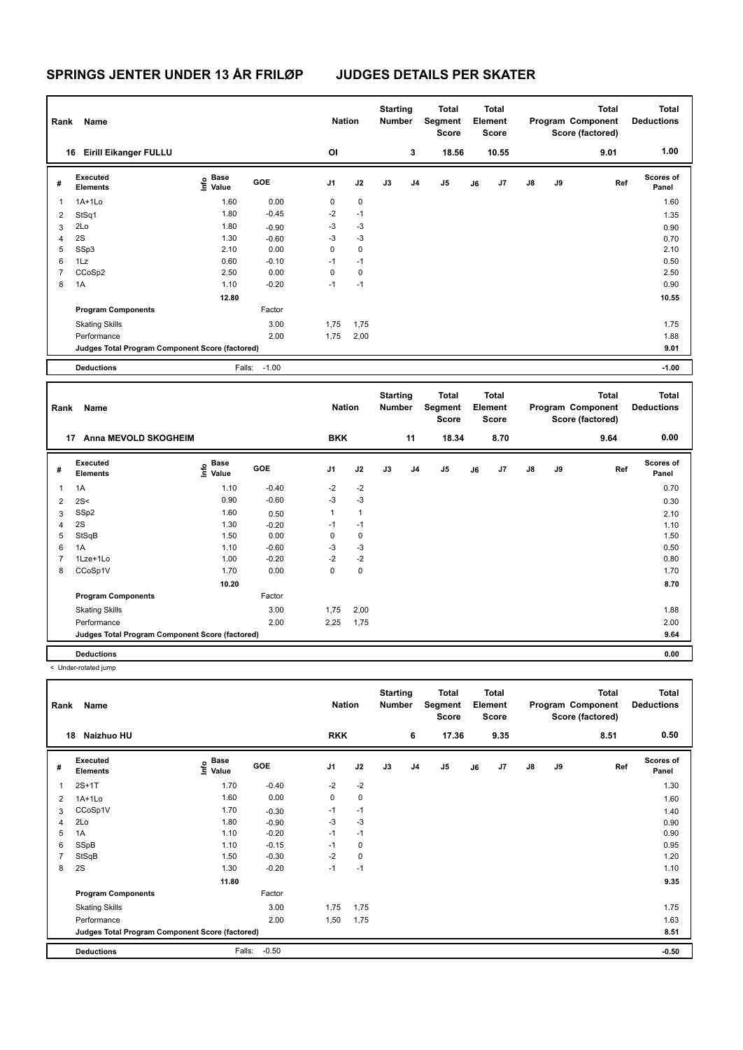# SPRINGS JENTER UNDER 13 ÅR FRILØP JUDGES DETAILS PER SKATER

| Rank | Name | Nation | Starting Number | Total Segment Score | Total Element Score | Total Program Component Score (factored) | Total Deductions |
|---|---|---|---|---|---|---|---|
| 16 | Eirill Eikanger FULLU | OI | 3 | 18.56 | 10.55 | 9.01 | 1.00 |

| # | Executed Elements | Info | Base Value | GOE | J1 | J2 | J3 | J4 | J5 | J6 | J7 | J8 | J9 | Ref | Scores of Panel |
|---|---|---|---|---|---|---|---|---|---|---|---|---|---|---|---|
| 1 | 1A+1Lo | | 1.60 | 0.00 | 0 | 0 | | | | | | | | | 1.60 |
| 2 | StSq1 | | 1.80 | -0.45 | -2 | -1 | | | | | | | | | 1.35 |
| 3 | 2Lo | | 1.80 | -0.90 | -3 | -3 | | | | | | | | | 0.90 |
| 4 | 2S | | 1.30 | -0.60 | -3 | -3 | | | | | | | | | 0.70 |
| 5 | SSp3 | | 2.10 | 0.00 | 0 | 0 | | | | | | | | | 2.10 |
| 6 | 1Lz | | 0.60 | -0.10 | -1 | -1 | | | | | | | | | 0.50 |
| 7 | CCoSp2 | | 2.50 | 0.00 | 0 | 0 | | | | | | | | | 2.50 |
| 8 | 1A | | 1.10 | -0.20 | -1 | -1 | | | | | | | | | 0.90 |
| | | | 12.80 | | | | | | | | | | | | 10.55 |
| | **Program Components** | | | Factor | | | | | | | | | | | |
| | Skating Skills | | | 3.00 | 1,75 | 1,75 | | | | | | | | | 1.75 |
| | Performance | | | 2.00 | 1,75 | 2,00 | | | | | | | | | 1.88 |
| | **Judges Total Program Component Score (factored)** | | | | | | | | | | | | | | 9.01 |
| | **Deductions** | | Falls: | -1.00 | | | | | | | | | | | -1.00 |

| Rank | Name | Nation | Starting Number | Total Segment Score | Total Element Score | Total Program Component Score (factored) | Total Deductions |
|---|---|---|---|---|---|---|---|
| 17 | Anna MEVOLD SKOGHEIM | BKK | 11 | 18.34 | 8.70 | 9.64 | 0.00 |

| # | Executed Elements | Info | Base Value | GOE | J1 | J2 | J3 | J4 | J5 | J6 | J7 | J8 | J9 | Ref | Scores of Panel |
|---|---|---|---|---|---|---|---|---|---|---|---|---|---|---|---|
| 1 | 1A | | 1.10 | -0.40 | -2 | -2 | | | | | | | | | 0.70 |
| 2 | 2S< | | 0.90 | -0.60 | -3 | -3 | | | | | | | | | 0.30 |
| 3 | SSp2 | | 1.60 | 0.50 | 1 | 1 | | | | | | | | | 2.10 |
| 4 | 2S | | 1.30 | -0.20 | -1 | -1 | | | | | | | | | 1.10 |
| 5 | StSqB | | 1.50 | 0.00 | 0 | 0 | | | | | | | | | 1.50 |
| 6 | 1A | | 1.10 | -0.60 | -3 | -3 | | | | | | | | | 0.50 |
| 7 | 1Lze+1Lo | | 1.00 | -0.20 | -2 | -2 | | | | | | | | | 0.80 |
| 8 | CCoSp1V | | 1.70 | 0.00 | 0 | 0 | | | | | | | | | 1.70 |
| | | | 10.20 | | | | | | | | | | | | 8.70 |
| | **Program Components** | | | Factor | | | | | | | | | | | |
| | Skating Skills | | | 3.00 | 1,75 | 2,00 | | | | | | | | | 1.88 |
| | Performance | | | 2.00 | 2,25 | 1,75 | | | | | | | | | 2.00 |
| | **Judges Total Program Component Score (factored)** | | | | | | | | | | | | | | 9.64 |
| | **Deductions** | | | | | | | | | | | | | | 0.00 |

< Under-rotated jump

| Rank | Name | Nation | Starting Number | Total Segment Score | Total Element Score | Total Program Component Score (factored) | Total Deductions |
|---|---|---|---|---|---|---|---|
| 18 | Naizhuo HU | RKK | 6 | 17.36 | 9.35 | 8.51 | 0.50 |

| # | Executed Elements | Info | Base Value | GOE | J1 | J2 | J3 | J4 | J5 | J6 | J7 | J8 | J9 | Ref | Scores of Panel |
|---|---|---|---|---|---|---|---|---|---|---|---|---|---|---|---|
| 1 | 2S+1T | | 1.70 | -0.40 | -2 | -2 | | | | | | | | | 1.30 |
| 2 | 1A+1Lo | | 1.60 | 0.00 | 0 | 0 | | | | | | | | | 1.60 |
| 3 | CCoSp1V | | 1.70 | -0.30 | -1 | -1 | | | | | | | | | 1.40 |
| 4 | 2Lo | | 1.80 | -0.90 | -3 | -3 | | | | | | | | | 0.90 |
| 5 | 1A | | 1.10 | -0.20 | -1 | -1 | | | | | | | | | 0.90 |
| 6 | SSpB | | 1.10 | -0.15 | -1 | 0 | | | | | | | | | 0.95 |
| 7 | StSqB | | 1.50 | -0.30 | -2 | 0 | | | | | | | | | 1.20 |
| 8 | 2S | | 1.30 | -0.20 | -1 | -1 | | | | | | | | | 1.10 |
| | | | 11.80 | | | | | | | | | | | | 9.35 |
| | **Program Components** | | | Factor | | | | | | | | | | | |
| | Skating Skills | | | 3.00 | 1,75 | 1,75 | | | | | | | | | 1.75 |
| | Performance | | | 2.00 | 1,50 | 1,75 | | | | | | | | | 1.63 |
| | **Judges Total Program Component Score (factored)** | | | | | | | | | | | | | | 8.51 |
| | **Deductions** | | Falls: | -0.50 | | | | | | | | | | | -0.50 |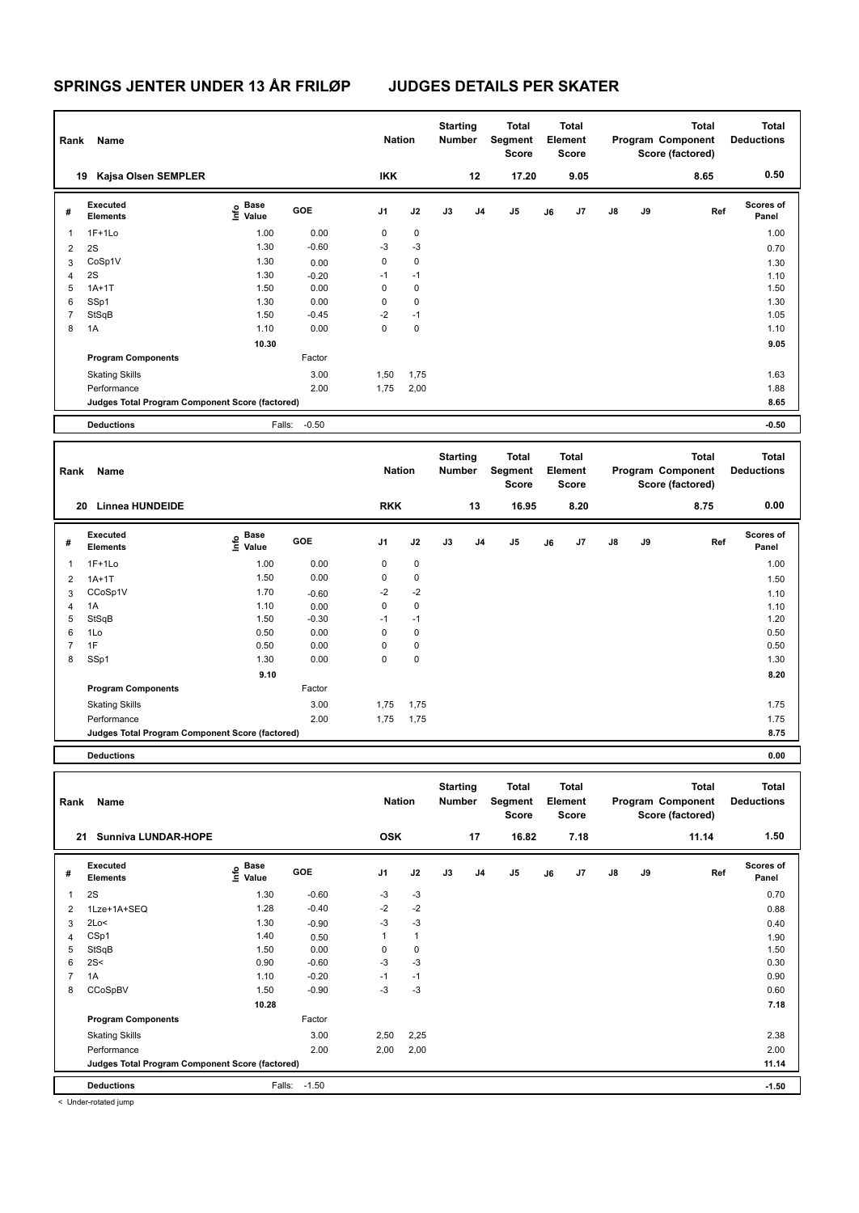# SPRINGS JENTER UNDER 13 ÅR FRILØP JUDGES DETAILS PER SKATER

| Rank | Name | Nation | Starting Number | Total Segment Score | Total Element Score | Total Program Component Score (factored) | Total Deductions |
|---|---|---|---|---|---|---|---|
| 19 | Kajsa Olsen SEMPLER | IKK | 12 | 17.20 | 9.05 | 8.65 | 0.50 |

| # | Executed Elements | Info | Base Value | GOE | J1 | J2 | J3 | J4 | J5 | J6 | J7 | J8 | J9 | Ref | Scores of Panel |
|---|---|---|---|---|---|---|---|---|---|---|---|---|---|---|---|
| 1 | 1F+1Lo | | 1.00 | 0.00 | 0 | 0 | | | | | | | | | 1.00 |
| 2 | 2S | | 1.30 | -0.60 | -3 | -3 | | | | | | | | | 0.70 |
| 3 | CoSp1V | | 1.30 | 0.00 | 0 | 0 | | | | | | | | | 1.30 |
| 4 | 2S | | 1.30 | -0.20 | -1 | -1 | | | | | | | | | 1.10 |
| 5 | 1A+1T | | 1.50 | 0.00 | 0 | 0 | | | | | | | | | 1.50 |
| 6 | SSp1 | | 1.30 | 0.00 | 0 | 0 | | | | | | | | | 1.30 |
| 7 | StSqB | | 1.50 | -0.45 | -2 | -1 | | | | | | | | | 1.05 |
| 8 | 1A | | 1.10 | 0.00 | 0 | 0 | | | | | | | | | 1.10 |
| | | | 10.30 | | | | | | | | | | | | 9.05 |
| | **Program Components** | | | Factor | | | | | | | | | | | |
| | Skating Skills | | | 3.00 | 1,50 | 1,75 | | | | | | | | | 1.63 |
| | Performance | | | 2.00 | 1,75 | 2,00 | | | | | | | | | 1.88 |
| | **Judges Total Program Component Score (factored)** | | | | | | | | | | | | | | 8.65 |
| | **Deductions** | | Falls: | -0.50 | | | | | | | | | | | -0.50 |

| Rank | Name | Nation | Starting Number | Total Segment Score | Total Element Score | Total Program Component Score (factored) | Total Deductions |
|---|---|---|---|---|---|---|---|
| 20 | Linnea HUNDEIDE | RKK | 13 | 16.95 | 8.20 | 8.75 | 0.00 |

| # | Executed Elements | Info | Base Value | GOE | J1 | J2 | J3 | J4 | J5 | J6 | J7 | J8 | J9 | Ref | Scores of Panel |
|---|---|---|---|---|---|---|---|---|---|---|---|---|---|---|---|
| 1 | 1F+1Lo | | 1.00 | 0.00 | 0 | 0 | | | | | | | | | 1.00 |
| 2 | 1A+1T | | 1.50 | 0.00 | 0 | 0 | | | | | | | | | 1.50 |
| 3 | CCoSp1V | | 1.70 | -0.60 | -2 | -2 | | | | | | | | | 1.10 |
| 4 | 1A | | 1.10 | 0.00 | 0 | 0 | | | | | | | | | 1.10 |
| 5 | StSqB | | 1.50 | -0.30 | -1 | -1 | | | | | | | | | 1.20 |
| 6 | 1Lo | | 0.50 | 0.00 | 0 | 0 | | | | | | | | | 0.50 |
| 7 | 1F | | 0.50 | 0.00 | 0 | 0 | | | | | | | | | 0.50 |
| 8 | SSp1 | | 1.30 | 0.00 | 0 | 0 | | | | | | | | | 1.30 |
| | | | 9.10 | | | | | | | | | | | | 8.20 |
| | **Program Components** | | | Factor | | | | | | | | | | | |
| | Skating Skills | | | 3.00 | 1,75 | 1,75 | | | | | | | | | 1.75 |
| | Performance | | | 2.00 | 1,75 | 1,75 | | | | | | | | | 1.75 |
| | **Judges Total Program Component Score (factored)** | | | | | | | | | | | | | | 8.75 |
| | **Deductions** | | | | | | | | | | | | | | 0.00 |

| Rank | Name | Nation | Starting Number | Total Segment Score | Total Element Score | Total Program Component Score (factored) | Total Deductions |
|---|---|---|---|---|---|---|---|
| 21 | Sunniva LUNDAR-HOPE | OSK | 17 | 16.82 | 7.18 | 11.14 | 1.50 |

| # | Executed Elements | Info | Base Value | GOE | J1 | J2 | J3 | J4 | J5 | J6 | J7 | J8 | J9 | Ref | Scores of Panel |
|---|---|---|---|---|---|---|---|---|---|---|---|---|---|---|---|
| 1 | 2S | | 1.30 | -0.60 | -3 | -3 | | | | | | | | | 0.70 |
| 2 | 1Lze+1A+SEQ | | 1.28 | -0.40 | -2 | -2 | | | | | | | | | 0.88 |
| 3 | 2Lo< | | 1.30 | -0.90 | -3 | -3 | | | | | | | | | 0.40 |
| 4 | CSp1 | | 1.40 | 0.50 | 1 | 1 | | | | | | | | | 1.90 |
| 5 | StSqB | | 1.50 | 0.00 | 0 | 0 | | | | | | | | | 1.50 |
| 6 | 2S< | | 0.90 | -0.60 | -3 | -3 | | | | | | | | | 0.30 |
| 7 | 1A | | 1.10 | -0.20 | -1 | -1 | | | | | | | | | 0.90 |
| 8 | CCoSpBV | | 1.50 | -0.90 | -3 | -3 | | | | | | | | | 0.60 |
| | | | 10.28 | | | | | | | | | | | | 7.18 |
| | **Program Components** | | | Factor | | | | | | | | | | | |
| | Skating Skills | | | 3.00 | 2,50 | 2,25 | | | | | | | | | 2.38 |
| | Performance | | | 2.00 | 2,00 | 2,00 | | | | | | | | | 2.00 |
| | **Judges Total Program Component Score (factored)** | | | | | | | | | | | | | | 11.14 |
| | **Deductions** | | Falls: | -1.50 | | | | | | | | | | | -1.50 |

< Under-rotated jump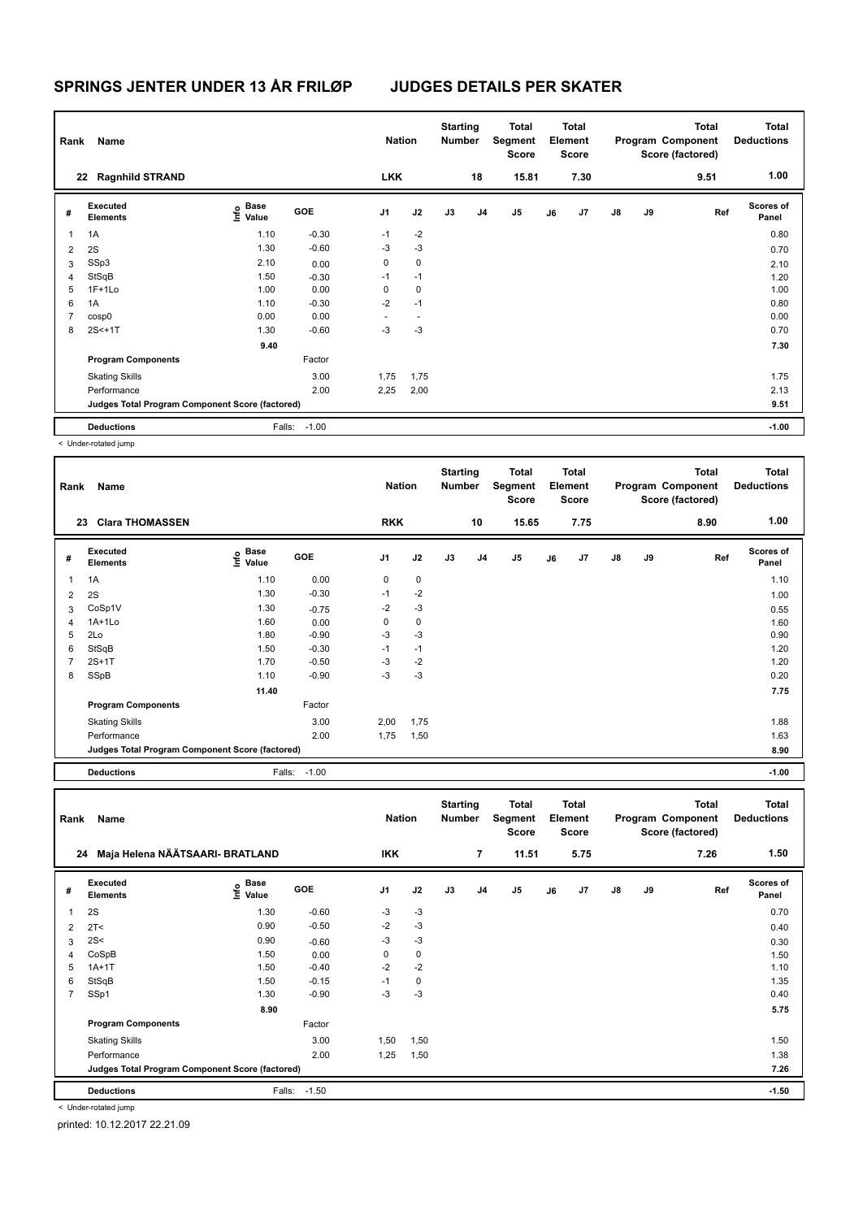# SPRINGS JENTER UNDER 13 ÅR FRILØP JUDGES DETAILS PER SKATER

| Rank | Name | | | Nation | | Starting Number | | Total Segment Score | | Total Element Score | | | Total Program Component Score (factored) | Total Deductions |
|---|---|---|---|---|---|---|---|---|---|---|---|---|---|---|
| 22 | Ragnhild STRAND | | | LKK | | 18 | | 15.81 | | 7.30 | | | 9.51 | 1.00 |

| # | Executed Elements | Info | Base Value | GOE | J1 | J2 | J3 | J4 | J5 | J6 | J7 | J8 | J9 | Ref | Scores of Panel |
|---|---|---|---|---|---|---|---|---|---|---|---|---|---|---|---|
| 1 | 1A | | 1.10 | -0.30 | -1 | -2 | | | | | | | | | 0.80 |
| 2 | 2S | | 1.30 | -0.60 | -3 | -3 | | | | | | | | | 0.70 |
| 3 | SSp3 | | 2.10 | 0.00 | 0 | 0 | | | | | | | | | 2.10 |
| 4 | StSqB | | 1.50 | -0.30 | -1 | -1 | | | | | | | | | 1.20 |
| 5 | 1F+1Lo | | 1.00 | 0.00 | 0 | 0 | | | | | | | | | 1.00 |
| 6 | 1A | | 1.10 | -0.30 | -2 | -1 | | | | | | | | | 0.80 |
| 7 | cosp0 | | 0.00 | 0.00 | - | - | | | | | | | | | 0.00 |
| 8 | 2S<+1T | < | 1.30 | -0.60 | -3 | -3 | | | | | | | | | 0.70 |
| | | | 9.40 | | | | | | | | | | | | 7.30 |
| | Program Components | | | Factor | | | | | | | | | | | |
| | Skating Skills | | | 3.00 | 1,75 | 1,75 | | | | | | | | | 1.75 |
| | Performance | | | 2.00 | 2,25 | 2,00 | | | | | | | | | 2.13 |
| | Judges Total Program Component Score (factored) | | | | | | | | | | | | | | 9.51 |
| | Deductions | | Falls: | -1.00 | | | | | | | | | | | -1.00 |

< Under-rotated jump

| Rank | Name | | | Nation | | Starting Number | | Total Segment Score | | Total Element Score | | | Total Program Component Score (factored) | Total Deductions |
|---|---|---|---|---|---|---|---|---|---|---|---|---|---|---|
| 23 | Clara THOMASSEN | | | RKK | | 10 | | 15.65 | | 7.75 | | | 8.90 | 1.00 |

| # | Executed Elements | Info | Base Value | GOE | J1 | J2 | J3 | J4 | J5 | J6 | J7 | J8 | J9 | Ref | Scores of Panel |
|---|---|---|---|---|---|---|---|---|---|---|---|---|---|---|---|
| 1 | 1A | | 1.10 | 0.00 | 0 | 0 | | | | | | | | | 1.10 |
| 2 | 2S | | 1.30 | -0.30 | -1 | -2 | | | | | | | | | 1.00 |
| 3 | CoSp1V | | 1.30 | -0.75 | -2 | -3 | | | | | | | | | 0.55 |
| 4 | 1A+1Lo | | 1.60 | 0.00 | 0 | 0 | | | | | | | | | 1.60 |
| 5 | 2Lo | | 1.80 | -0.90 | -3 | -3 | | | | | | | | | 0.90 |
| 6 | StSqB | | 1.50 | -0.30 | -1 | -1 | | | | | | | | | 1.20 |
| 7 | 2S+1T | | 1.70 | -0.50 | -3 | -2 | | | | | | | | | 1.20 |
| 8 | SSpB | | 1.10 | -0.90 | -3 | -3 | | | | | | | | | 0.20 |
| | | | 11.40 | | | | | | | | | | | | 7.75 |
| | Program Components | | | Factor | | | | | | | | | | | |
| | Skating Skills | | | 3.00 | 2,00 | 1,75 | | | | | | | | | 1.88 |
| | Performance | | | 2.00 | 1,75 | 1,50 | | | | | | | | | 1.63 |
| | Judges Total Program Component Score (factored) | | | | | | | | | | | | | | 8.90 |
| | Deductions | | Falls: | -1.00 | | | | | | | | | | | -1.00 |

| Rank | Name | | | Nation | | Starting Number | | Total Segment Score | | Total Element Score | | | Total Program Component Score (factored) | Total Deductions |
|---|---|---|---|---|---|---|---|---|---|---|---|---|---|---|
| 24 | Maja Helena NÄÄTSAARI- BRATLAND | | | IKK | | 7 | | 11.51 | | 5.75 | | | 7.26 | 1.50 |

| # | Executed Elements | Info | Base Value | GOE | J1 | J2 | J3 | J4 | J5 | J6 | J7 | J8 | J9 | Ref | Scores of Panel |
|---|---|---|---|---|---|---|---|---|---|---|---|---|---|---|---|
| 1 | 2S | | 1.30 | -0.60 | -3 | -3 | | | | | | | | | 0.70 |
| 2 | 2T< | < | 0.90 | -0.50 | -2 | -3 | | | | | | | | | 0.40 |
| 3 | 2S< | < | 0.90 | -0.60 | -3 | -3 | | | | | | | | | 0.30 |
| 4 | CoSpB | | 1.50 | 0.00 | 0 | 0 | | | | | | | | | 1.50 |
| 5 | 1A+1T | | 1.50 | -0.40 | -2 | -2 | | | | | | | | | 1.10 |
| 6 | StSqB | | 1.50 | -0.15 | -1 | 0 | | | | | | | | | 1.35 |
| 7 | SSp1 | | 1.30 | -0.90 | -3 | -3 | | | | | | | | | 0.40 |
| | | | 8.90 | | | | | | | | | | | | 5.75 |
| | Program Components | | | Factor | | | | | | | | | | | |
| | Skating Skills | | | 3.00 | 1,50 | 1,50 | | | | | | | | | 1.50 |
| | Performance | | | 2.00 | 1,25 | 1,50 | | | | | | | | | 1.38 |
| | Judges Total Program Component Score (factored) | | | | | | | | | | | | | | 7.26 |
| | Deductions | | Falls: | -1.50 | | | | | | | | | | | -1.50 |

< Under-rotated jump

printed: 10.12.2017 22.21.09